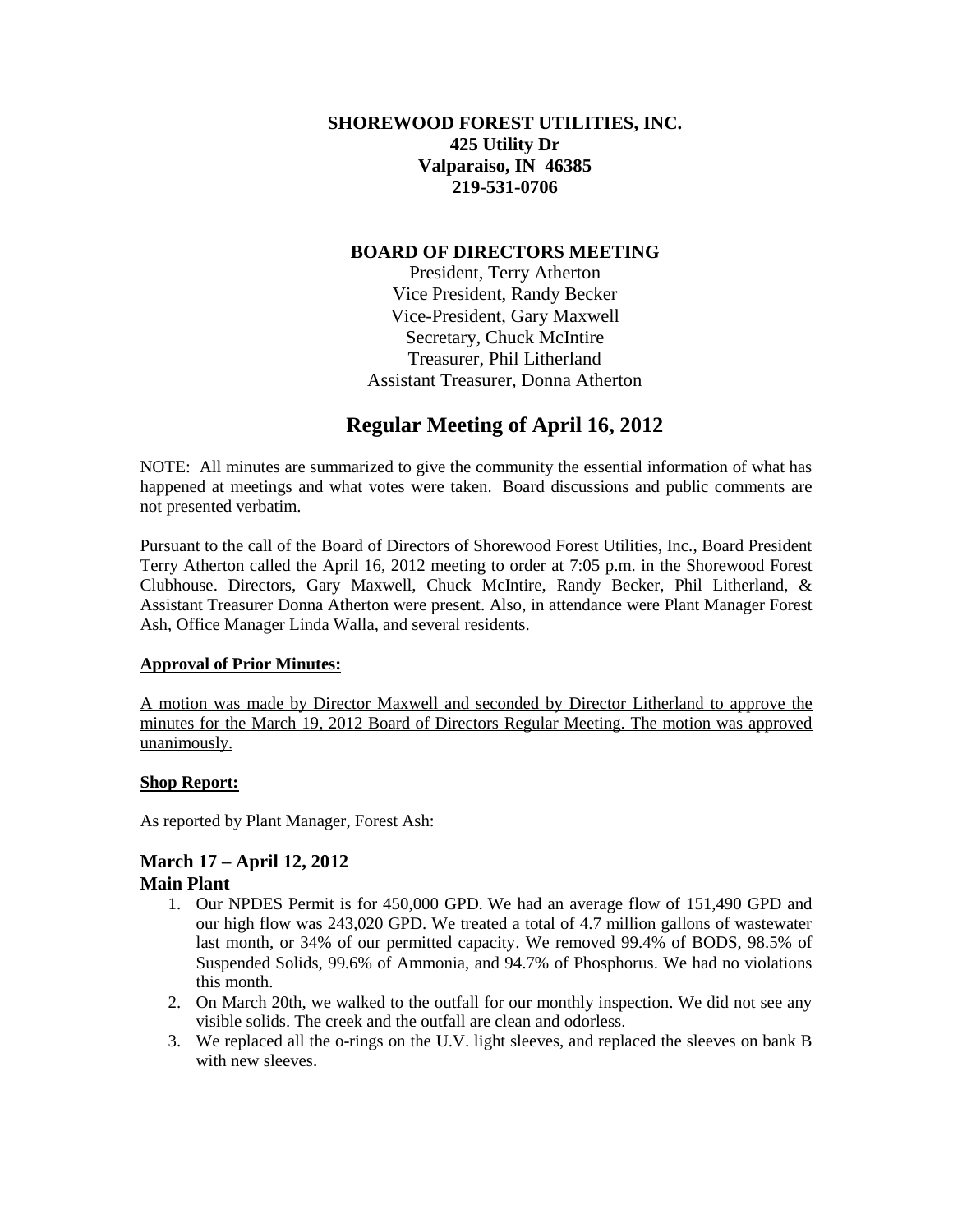**SHOREWOOD FOREST UTILITIES, INC.**
**425 Utility Dr**
**Valparaiso, IN 46385**
**219-531-0706**

**BOARD OF DIRECTORS MEETING**

President, Terry Atherton
Vice President, Randy Becker
Vice-President, Gary Maxwell
Secretary, Chuck McIntire
Treasurer, Phil Litherland
Assistant Treasurer, Donna Atherton

# Regular Meeting of April 16, 2012

NOTE: All minutes are summarized to give the community the essential information of what has happened at meetings and what votes were taken. Board discussions and public comments are not presented verbatim.

Pursuant to the call of the Board of Directors of Shorewood Forest Utilities, Inc., Board President Terry Atherton called the April 16, 2012 meeting to order at 7:05 p.m. in the Shorewood Forest Clubhouse. Directors, Gary Maxwell, Chuck McIntire, Randy Becker, Phil Litherland, & Assistant Treasurer Donna Atherton were present. Also, in attendance were Plant Manager Forest Ash, Office Manager Linda Walla, and several residents.

**Approval of Prior Minutes:**

A motion was made by Director Maxwell and seconded by Director Litherland to approve the minutes for the March 19, 2012 Board of Directors Regular Meeting. The motion was approved unanimously.

**Shop Report:**

As reported by Plant Manager, Forest Ash:

## March 17 – April 12, 2012

## Main Plant

1. Our NPDES Permit is for 450,000 GPD. We had an average flow of 151,490 GPD and our high flow was 243,020 GPD. We treated a total of 4.7 million gallons of wastewater last month, or 34% of our permitted capacity. We removed 99.4% of BODS, 98.5% of Suspended Solids, 99.6% of Ammonia, and 94.7% of Phosphorus. We had no violations this month.
2. On March 20th, we walked to the outfall for our monthly inspection. We did not see any visible solids. The creek and the outfall are clean and odorless.
3. We replaced all the o-rings on the U.V. light sleeves, and replaced the sleeves on bank B with new sleeves.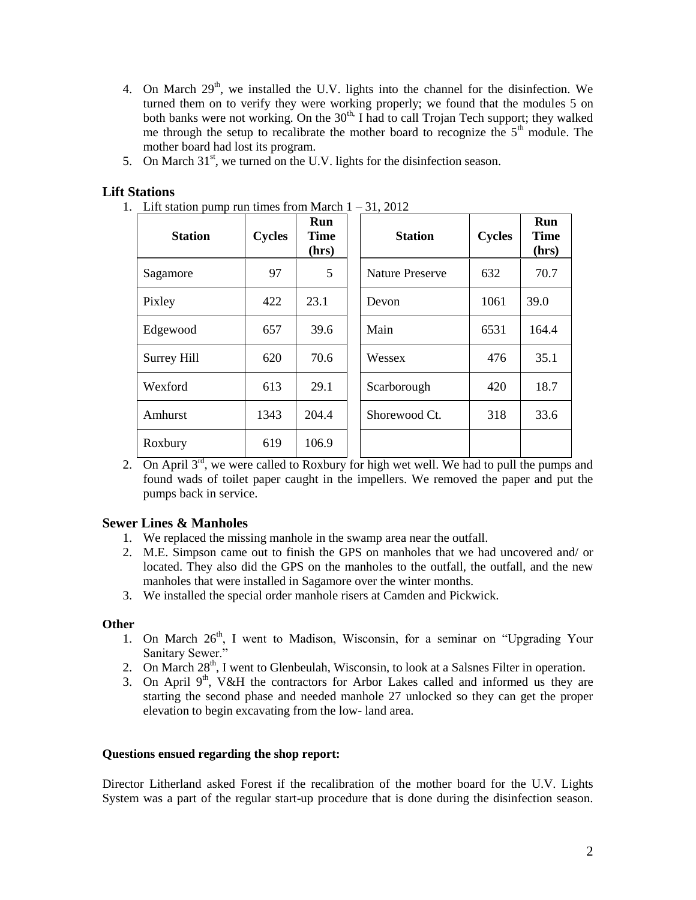4. On March 29th, we installed the U.V. lights into the channel for the disinfection. We turned them on to verify they were working properly; we found that the modules 5 on both banks were not working. On the 30th, I had to call Trojan Tech support; they walked me through the setup to recalibrate the mother board to recognize the 5th module. The mother board had lost its program.
5. On March 31st, we turned on the U.V. lights for the disinfection season.

## Lift Stations

1. Lift station pump run times from March 1 – 31, 2012

| Station | Cycles | Run Time (hrs) | | Station | Cycles | Run Time (hrs) |
|---|---|---|---|---|---|---|
| Sagamore | 97 | 5 | | Nature Preserve | 632 | 70.7 |
| Pixley | 422 | 23.1 | | Devon | 1061 | 39.0 |
| Edgewood | 657 | 39.6 | | Main | 6531 | 164.4 |
| Surrey Hill | 620 | 70.6 | | Wessex | 476 | 35.1 |
| Wexford | 613 | 29.1 | | Scarborough | 420 | 18.7 |
| Amhurst | 1343 | 204.4 | | Shorewood Ct. | 318 | 33.6 |
| Roxbury | 619 | 106.9 | | | | |

2. On April 3rd, we were called to Roxbury for high wet well. We had to pull the pumps and found wads of toilet paper caught in the impellers. We removed the paper and put the pumps back in service.

## Sewer Lines & Manholes

1. We replaced the missing manhole in the swamp area near the outfall.
2. M.E. Simpson came out to finish the GPS on manholes that we had uncovered and/ or located. They also did the GPS on the manholes to the outfall, the outfall, and the new manholes that were installed in Sagamore over the winter months.
3. We installed the special order manhole risers at Camden and Pickwick.

### Other

1. On March 26th, I went to Madison, Wisconsin, for a seminar on "Upgrading Your Sanitary Sewer."
2. On March 28th, I went to Glenbeulah, Wisconsin, to look at a Salsnes Filter in operation.
3. On April 9th, V&H the contractors for Arbor Lakes called and informed us they are starting the second phase and needed manhole 27 unlocked so they can get the proper elevation to begin excavating from the low- land area.

**Questions ensued regarding the shop report:**

Director Litherland asked Forest if the recalibration of the mother board for the U.V. Lights System was a part of the regular start-up procedure that is done during the disinfection season.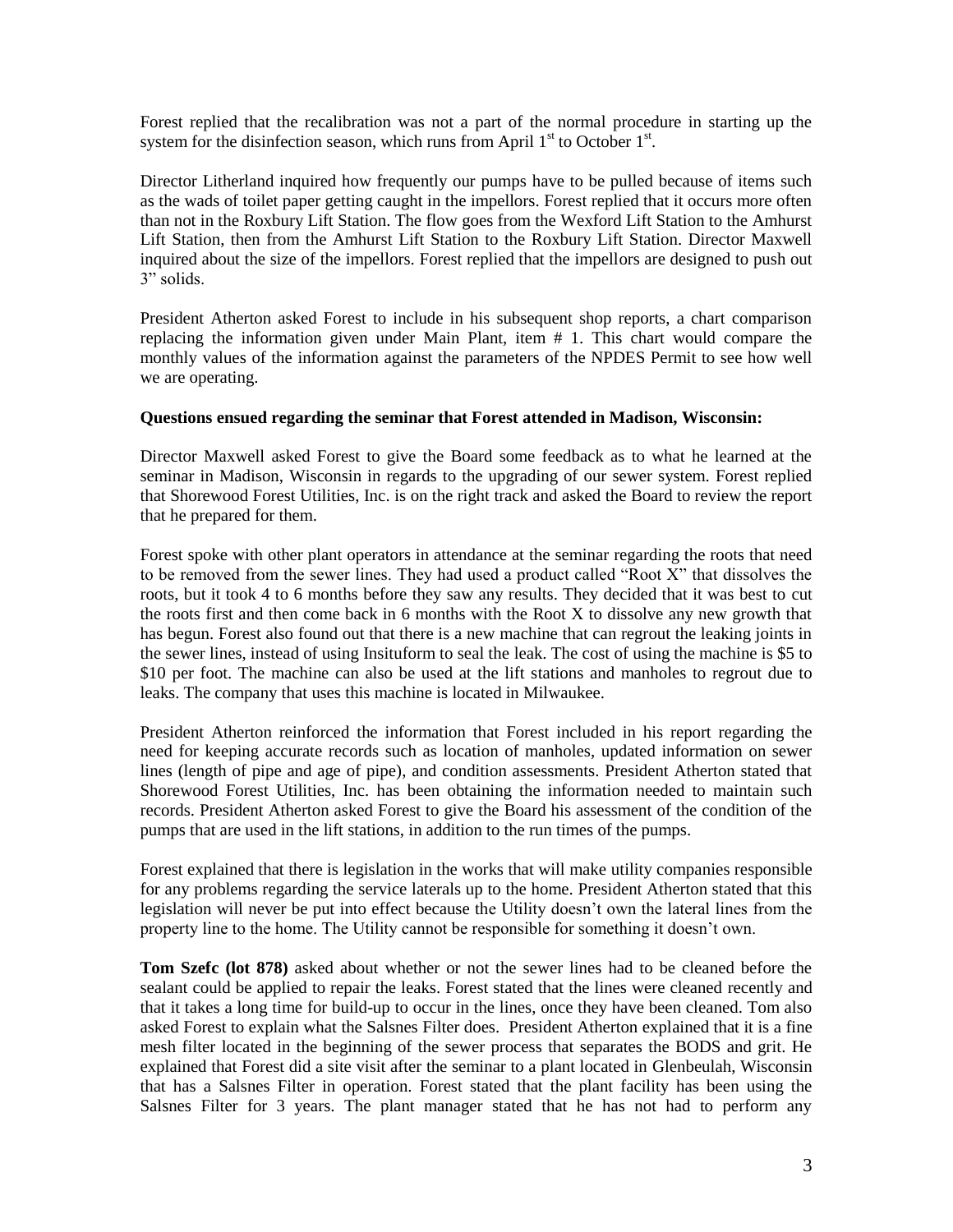Forest replied that the recalibration was not a part of the normal procedure in starting up the system for the disinfection season, which runs from April 1st to October 1st.

Director Litherland inquired how frequently our pumps have to be pulled because of items such as the wads of toilet paper getting caught in the impellors. Forest replied that it occurs more often than not in the Roxbury Lift Station. The flow goes from the Wexford Lift Station to the Amhurst Lift Station, then from the Amhurst Lift Station to the Roxbury Lift Station. Director Maxwell inquired about the size of the impellors. Forest replied that the impellors are designed to push out 3" solids.

President Atherton asked Forest to include in his subsequent shop reports, a chart comparison replacing the information given under Main Plant, item # 1. This chart would compare the monthly values of the information against the parameters of the NPDES Permit to see how well we are operating.

**Questions ensued regarding the seminar that Forest attended in Madison, Wisconsin:**

Director Maxwell asked Forest to give the Board some feedback as to what he learned at the seminar in Madison, Wisconsin in regards to the upgrading of our sewer system. Forest replied that Shorewood Forest Utilities, Inc. is on the right track and asked the Board to review the report that he prepared for them.

Forest spoke with other plant operators in attendance at the seminar regarding the roots that need to be removed from the sewer lines. They had used a product called "Root X" that dissolves the roots, but it took 4 to 6 months before they saw any results. They decided that it was best to cut the roots first and then come back in 6 months with the Root X to dissolve any new growth that has begun. Forest also found out that there is a new machine that can regrout the leaking joints in the sewer lines, instead of using Insituform to seal the leak. The cost of using the machine is $5 to $10 per foot. The machine can also be used at the lift stations and manholes to regrout due to leaks. The company that uses this machine is located in Milwaukee.

President Atherton reinforced the information that Forest included in his report regarding the need for keeping accurate records such as location of manholes, updated information on sewer lines (length of pipe and age of pipe), and condition assessments. President Atherton stated that Shorewood Forest Utilities, Inc. has been obtaining the information needed to maintain such records. President Atherton asked Forest to give the Board his assessment of the condition of the pumps that are used in the lift stations, in addition to the run times of the pumps.

Forest explained that there is legislation in the works that will make utility companies responsible for any problems regarding the service laterals up to the home. President Atherton stated that this legislation will never be put into effect because the Utility doesn't own the lateral lines from the property line to the home. The Utility cannot be responsible for something it doesn't own.

**Tom Szefc (lot 878)** asked about whether or not the sewer lines had to be cleaned before the sealant could be applied to repair the leaks. Forest stated that the lines were cleaned recently and that it takes a long time for build-up to occur in the lines, once they have been cleaned. Tom also asked Forest to explain what the Salsnes Filter does. President Atherton explained that it is a fine mesh filter located in the beginning of the sewer process that separates the BODS and grit. He explained that Forest did a site visit after the seminar to a plant located in Glenbeulah, Wisconsin that has a Salsnes Filter in operation. Forest stated that the plant facility has been using the Salsnes Filter for 3 years. The plant manager stated that he has not had to perform any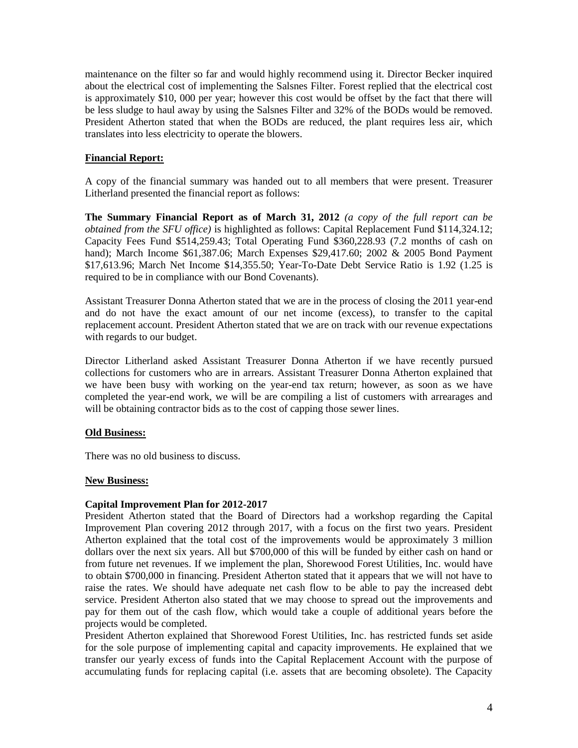maintenance on the filter so far and would highly recommend using it. Director Becker inquired about the electrical cost of implementing the Salsnes Filter. Forest replied that the electrical cost is approximately $10, 000 per year; however this cost would be offset by the fact that there will be less sludge to haul away by using the Salsnes Filter and 32% of the BODs would be removed. President Atherton stated that when the BODs are reduced, the plant requires less air, which translates into less electricity to operate the blowers.

**Financial Report:**

A copy of the financial summary was handed out to all members that were present. Treasurer Litherland presented the financial report as follows:

**The Summary Financial Report as of March 31, 2012** *(a copy of the full report can be obtained from the SFU office)* is highlighted as follows: Capital Replacement Fund $114,324.12; Capacity Fees Fund $514,259.43; Total Operating Fund $360,228.93 (7.2 months of cash on hand); March Income $61,387.06; March Expenses $29,417.60; 2002 & 2005 Bond Payment $17,613.96; March Net Income $14,355.50; Year-To-Date Debt Service Ratio is 1.92 (1.25 is required to be in compliance with our Bond Covenants).

Assistant Treasurer Donna Atherton stated that we are in the process of closing the 2011 year-end and do not have the exact amount of our net income (excess), to transfer to the capital replacement account. President Atherton stated that we are on track with our revenue expectations with regards to our budget.

Director Litherland asked Assistant Treasurer Donna Atherton if we have recently pursued collections for customers who are in arrears. Assistant Treasurer Donna Atherton explained that we have been busy with working on the year-end tax return; however, as soon as we have completed the year-end work, we will be are compiling a list of customers with arrearages and will be obtaining contractor bids as to the cost of capping those sewer lines.

**Old Business:**

There was no old business to discuss.

**New Business:**

**Capital Improvement Plan for 2012-2017**

President Atherton stated that the Board of Directors had a workshop regarding the Capital Improvement Plan covering 2012 through 2017, with a focus on the first two years. President Atherton explained that the total cost of the improvements would be approximately 3 million dollars over the next six years. All but $700,000 of this will be funded by either cash on hand or from future net revenues. If we implement the plan, Shorewood Forest Utilities, Inc. would have to obtain $700,000 in financing. President Atherton stated that it appears that we will not have to raise the rates. We should have adequate net cash flow to be able to pay the increased debt service. President Atherton also stated that we may choose to spread out the improvements and pay for them out of the cash flow, which would take a couple of additional years before the projects would be completed.

President Atherton explained that Shorewood Forest Utilities, Inc. has restricted funds set aside for the sole purpose of implementing capital and capacity improvements. He explained that we transfer our yearly excess of funds into the Capital Replacement Account with the purpose of accumulating funds for replacing capital (i.e. assets that are becoming obsolete). The Capacity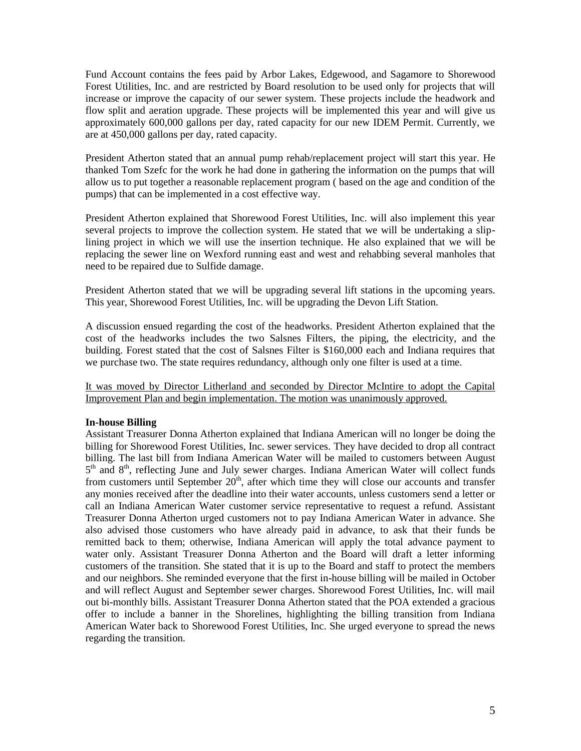Fund Account contains the fees paid by Arbor Lakes, Edgewood, and Sagamore to Shorewood Forest Utilities, Inc. and are restricted by Board resolution to be used only for projects that will increase or improve the capacity of our sewer system. These projects include the headwork and flow split and aeration upgrade. These projects will be implemented this year and will give us approximately 600,000 gallons per day, rated capacity for our new IDEM Permit. Currently, we are at 450,000 gallons per day, rated capacity.

President Atherton stated that an annual pump rehab/replacement project will start this year. He thanked Tom Szefc for the work he had done in gathering the information on the pumps that will allow us to put together a reasonable replacement program ( based on the age and condition of the pumps) that can be implemented in a cost effective way.

President Atherton explained that Shorewood Forest Utilities, Inc. will also implement this year several projects to improve the collection system. He stated that we will be undertaking a slip-lining project in which we will use the insertion technique. He also explained that we will be replacing the sewer line on Wexford running east and west and rehabbing several manholes that need to be repaired due to Sulfide damage.

President Atherton stated that we will be upgrading several lift stations in the upcoming years. This year, Shorewood Forest Utilities, Inc. will be upgrading the Devon Lift Station.

A discussion ensued regarding the cost of the headworks. President Atherton explained that the cost of the headworks includes the two Salsnes Filters, the piping, the electricity, and the building. Forest stated that the cost of Salsnes Filter is $160,000 each and Indiana requires that we purchase two. The state requires redundancy, although only one filter is used at a time.

<u>It was moved by Director Litherland and seconded by Director McIntire to adopt the Capital Improvement Plan and begin implementation. The motion was unanimously approved.</u>

**In-house Billing**

Assistant Treasurer Donna Atherton explained that Indiana American will no longer be doing the billing for Shorewood Forest Utilities, Inc. sewer services. They have decided to drop all contract billing. The last bill from Indiana American Water will be mailed to customers between August 5th and 8th, reflecting June and July sewer charges. Indiana American Water will collect funds from customers until September 20th, after which time they will close our accounts and transfer any monies received after the deadline into their water accounts, unless customers send a letter or call an Indiana American Water customer service representative to request a refund. Assistant Treasurer Donna Atherton urged customers not to pay Indiana American Water in advance. She also advised those customers who have already paid in advance, to ask that their funds be remitted back to them; otherwise, Indiana American will apply the total advance payment to water only. Assistant Treasurer Donna Atherton and the Board will draft a letter informing customers of the transition. She stated that it is up to the Board and staff to protect the members and our neighbors. She reminded everyone that the first in-house billing will be mailed in October and will reflect August and September sewer charges. Shorewood Forest Utilities, Inc. will mail out bi-monthly bills. Assistant Treasurer Donna Atherton stated that the POA extended a gracious offer to include a banner in the Shorelines, highlighting the billing transition from Indiana American Water back to Shorewood Forest Utilities, Inc. She urged everyone to spread the news regarding the transition.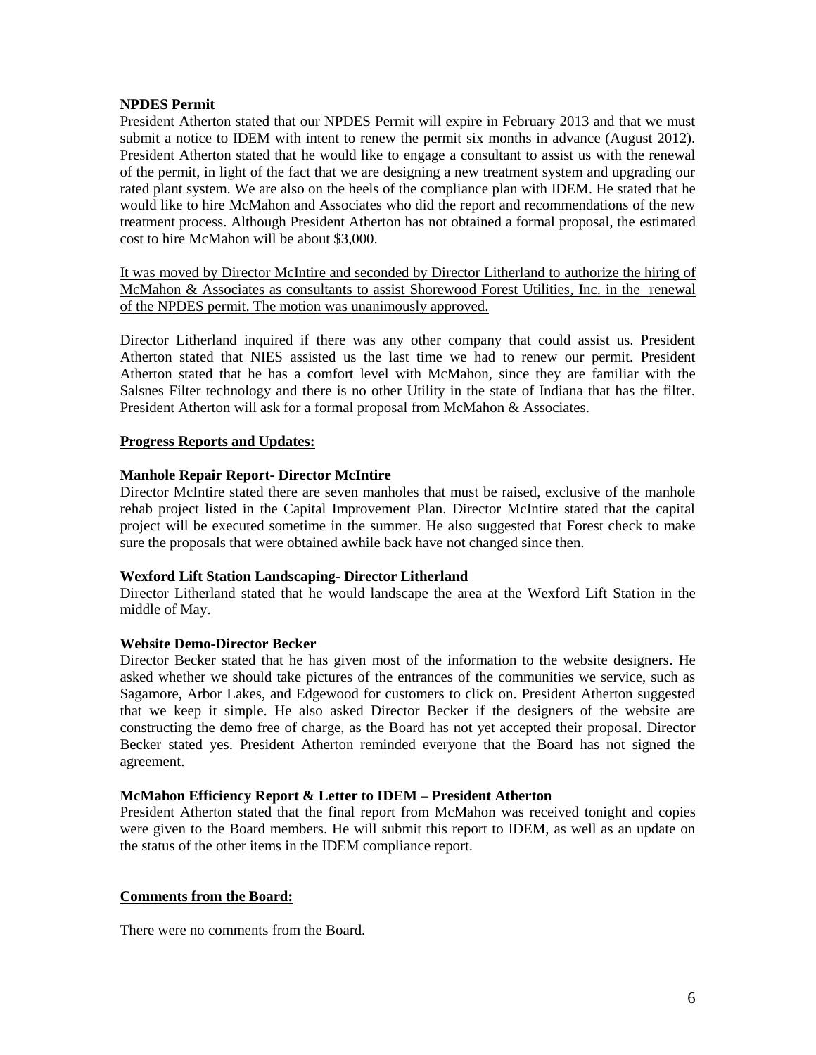**NPDES Permit**

President Atherton stated that our NPDES Permit will expire in February 2013 and that we must submit a notice to IDEM with intent to renew the permit six months in advance (August 2012). President Atherton stated that he would like to engage a consultant to assist us with the renewal of the permit, in light of the fact that we are designing a new treatment system and upgrading our rated plant system. We are also on the heels of the compliance plan with IDEM. He stated that he would like to hire McMahon and Associates who did the report and recommendations of the new treatment process. Although President Atherton has not obtained a formal proposal, the estimated cost to hire McMahon will be about $3,000.

<u>It was moved by Director McIntire and seconded by Director Litherland to authorize the hiring of McMahon & Associates as consultants to assist Shorewood Forest Utilities, Inc. in the renewal of the NPDES permit. The motion was unanimously approved.</u>

Director Litherland inquired if there was any other company that could assist us. President Atherton stated that NIES assisted us the last time we had to renew our permit. President Atherton stated that he has a comfort level with McMahon, since they are familiar with the Salsnes Filter technology and there is no other Utility in the state of Indiana that has the filter. President Atherton will ask for a formal proposal from McMahon & Associates.

**<u>Progress Reports and Updates:</u>**

**Manhole Repair Report- Director McIntire**

Director McIntire stated there are seven manholes that must be raised, exclusive of the manhole rehab project listed in the Capital Improvement Plan. Director McIntire stated that the capital project will be executed sometime in the summer. He also suggested that Forest check to make sure the proposals that were obtained awhile back have not changed since then.

**Wexford Lift Station Landscaping- Director Litherland**

Director Litherland stated that he would landscape the area at the Wexford Lift Station in the middle of May.

**Website Demo-Director Becker**

Director Becker stated that he has given most of the information to the website designers. He asked whether we should take pictures of the entrances of the communities we service, such as Sagamore, Arbor Lakes, and Edgewood for customers to click on. President Atherton suggested that we keep it simple. He also asked Director Becker if the designers of the website are constructing the demo free of charge, as the Board has not yet accepted their proposal. Director Becker stated yes. President Atherton reminded everyone that the Board has not signed the agreement.

**McMahon Efficiency Report & Letter to IDEM – President Atherton**

President Atherton stated that the final report from McMahon was received tonight and copies were given to the Board members. He will submit this report to IDEM, as well as an update on the status of the other items in the IDEM compliance report.

**<u>Comments from the Board:</u>**

There were no comments from the Board.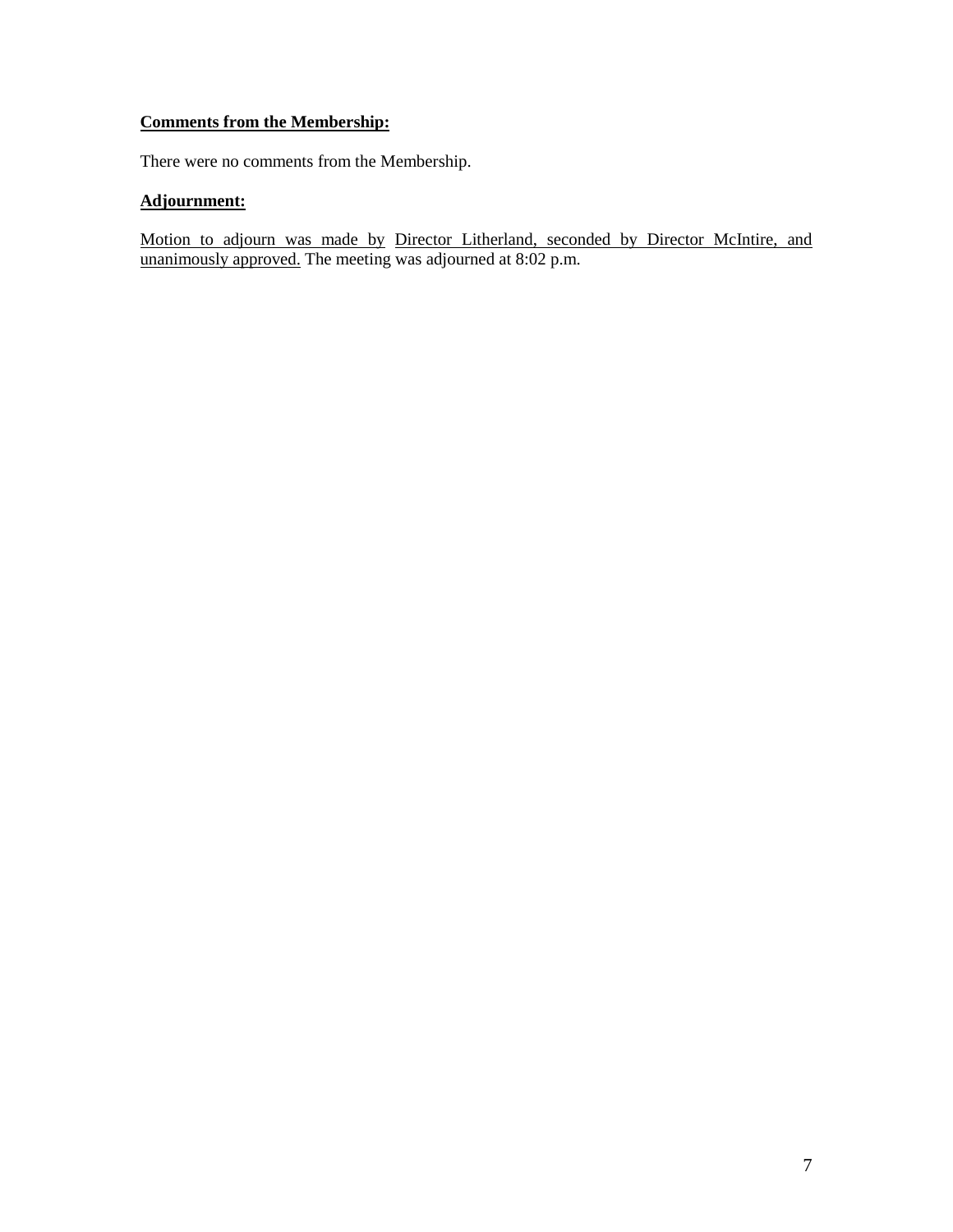**Comments from the Membership:**

There were no comments from the Membership.

**Adjournment:**

Motion to adjourn was made by Director Litherland, seconded by Director McIntire, and unanimously approved. The meeting was adjourned at 8:02 p.m.